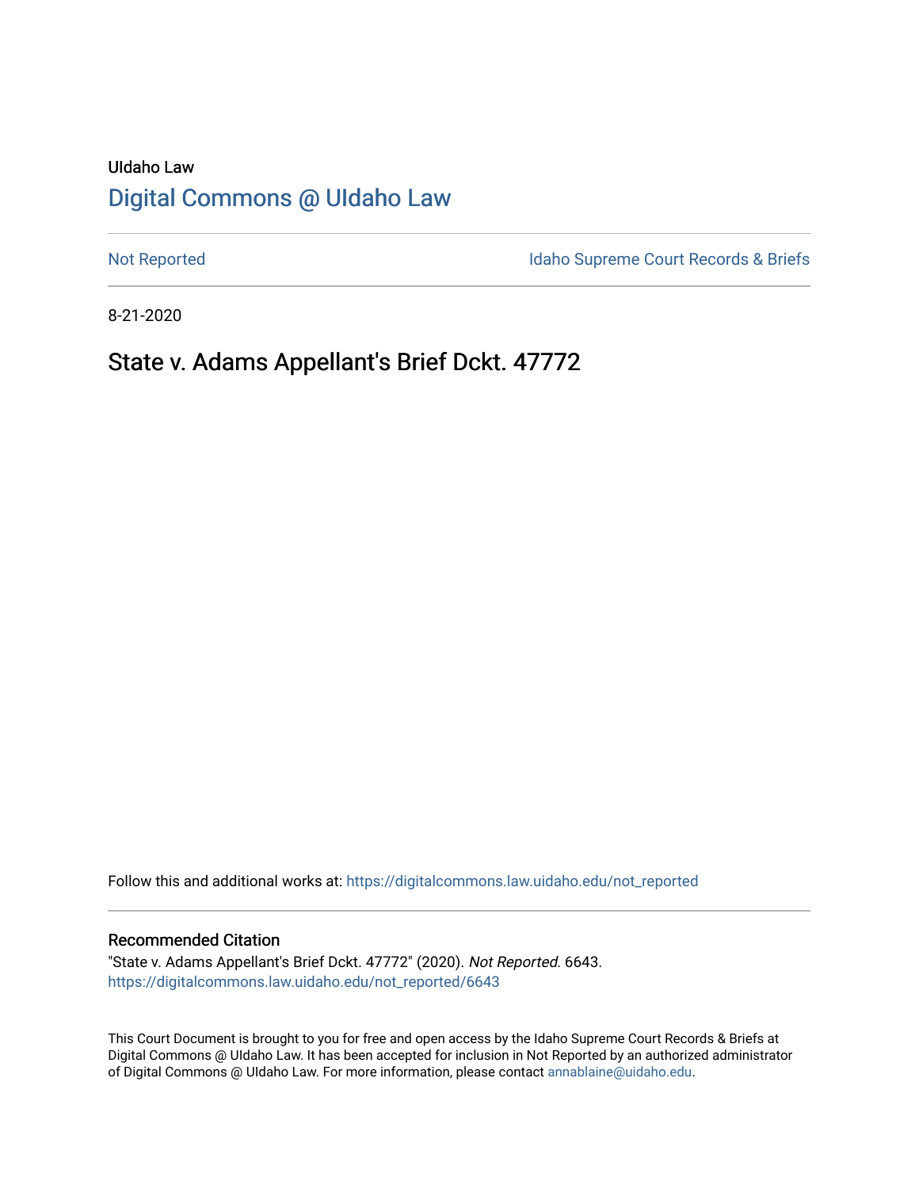UIdaho Law

# Digital Commons @ UIdaho Law

Not Reported

Idaho Supreme Court Records & Briefs

8-21-2020

## State v. Adams Appellant's Brief Dckt. 47772

Follow this and additional works at: https://digitalcommons.law.uidaho.edu/not_reported

### Recommended Citation

"State v. Adams Appellant's Brief Dckt. 47772" (2020). *Not Reported*. 6643.
https://digitalcommons.law.uidaho.edu/not_reported/6643

This Court Document is brought to you for free and open access by the Idaho Supreme Court Records & Briefs at Digital Commons @ UIdaho Law. It has been accepted for inclusion in Not Reported by an authorized administrator of Digital Commons @ UIdaho Law. For more information, please contact annablaine@uidaho.edu.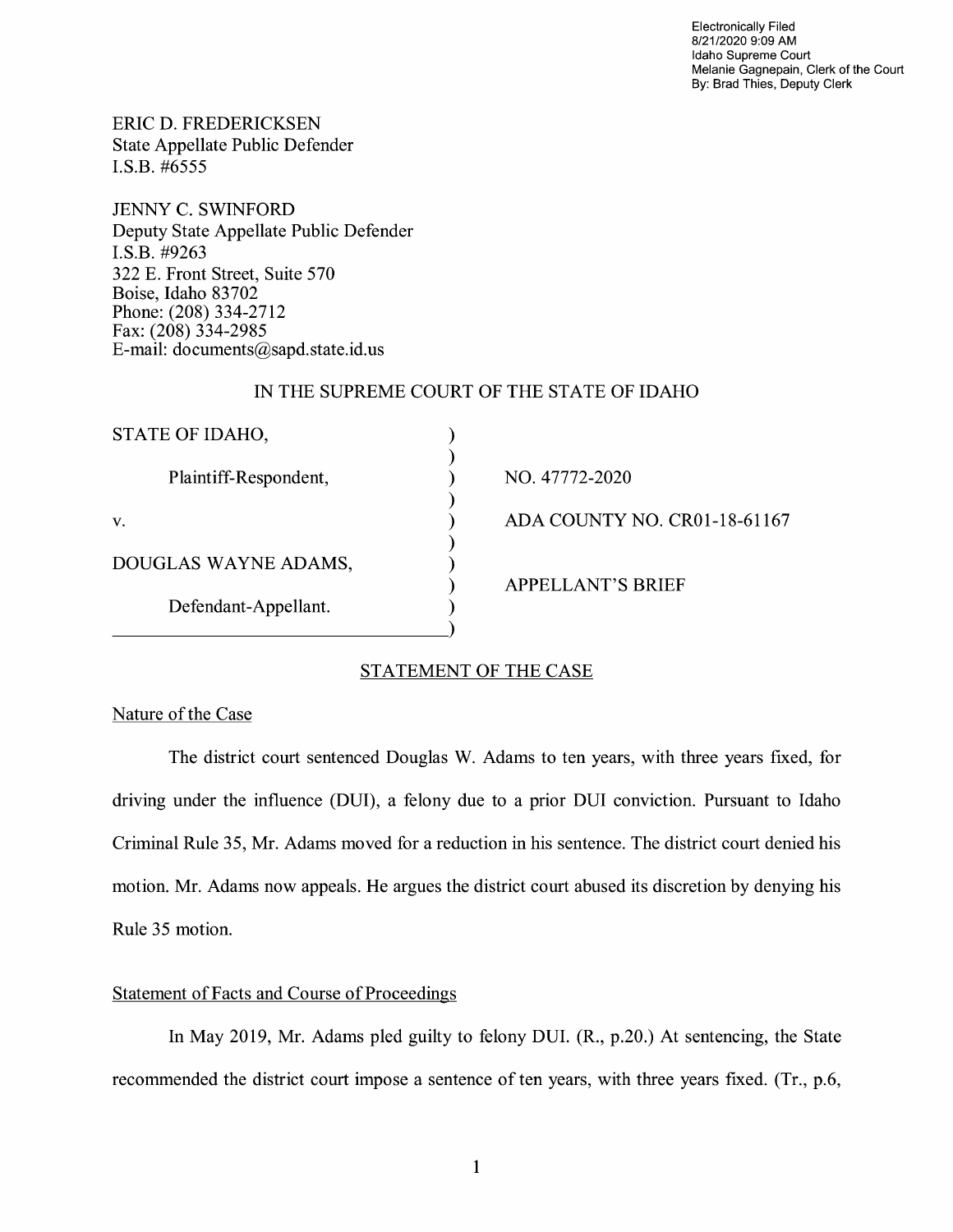Electronically Filed
8/21/2020 9:09 AM
Idaho Supreme Court
Melanie Gagnepain, Clerk of the Court
By: Brad Thies, Deputy Clerk

ERIC D. FREDERICKSEN
State Appellate Public Defender
I.S.B. #6555

JENNY C. SWINFORD
Deputy State Appellate Public Defender
I.S.B. #9263
322 E. Front Street, Suite 570
Boise, Idaho 83702
Phone: (208) 334-2712
Fax: (208) 334-2985
E-mail: documents@sapd.state.id.us

IN THE SUPREME COURT OF THE STATE OF IDAHO

| | |
|---|---|
| STATE OF IDAHO, | |
| Plaintiff-Respondent, | NO. 47772-2020 |
| v. | ADA COUNTY NO. CR01-18-61167 |
| DOUGLAS WAYNE ADAMS, | |
| Defendant-Appellant. | APPELLANT'S BRIEF |

## STATEMENT OF THE CASE

### Nature of the Case

The district court sentenced Douglas W. Adams to ten years, with three years fixed, for driving under the influence (DUI), a felony due to a prior DUI conviction. Pursuant to Idaho Criminal Rule 35, Mr. Adams moved for a reduction in his sentence. The district court denied his motion. Mr. Adams now appeals. He argues the district court abused its discretion by denying his Rule 35 motion.

### Statement of Facts and Course of Proceedings

In May 2019, Mr. Adams pled guilty to felony DUI. (R., p.20.) At sentencing, the State recommended the district court impose a sentence of ten years, with three years fixed. (Tr., p.6,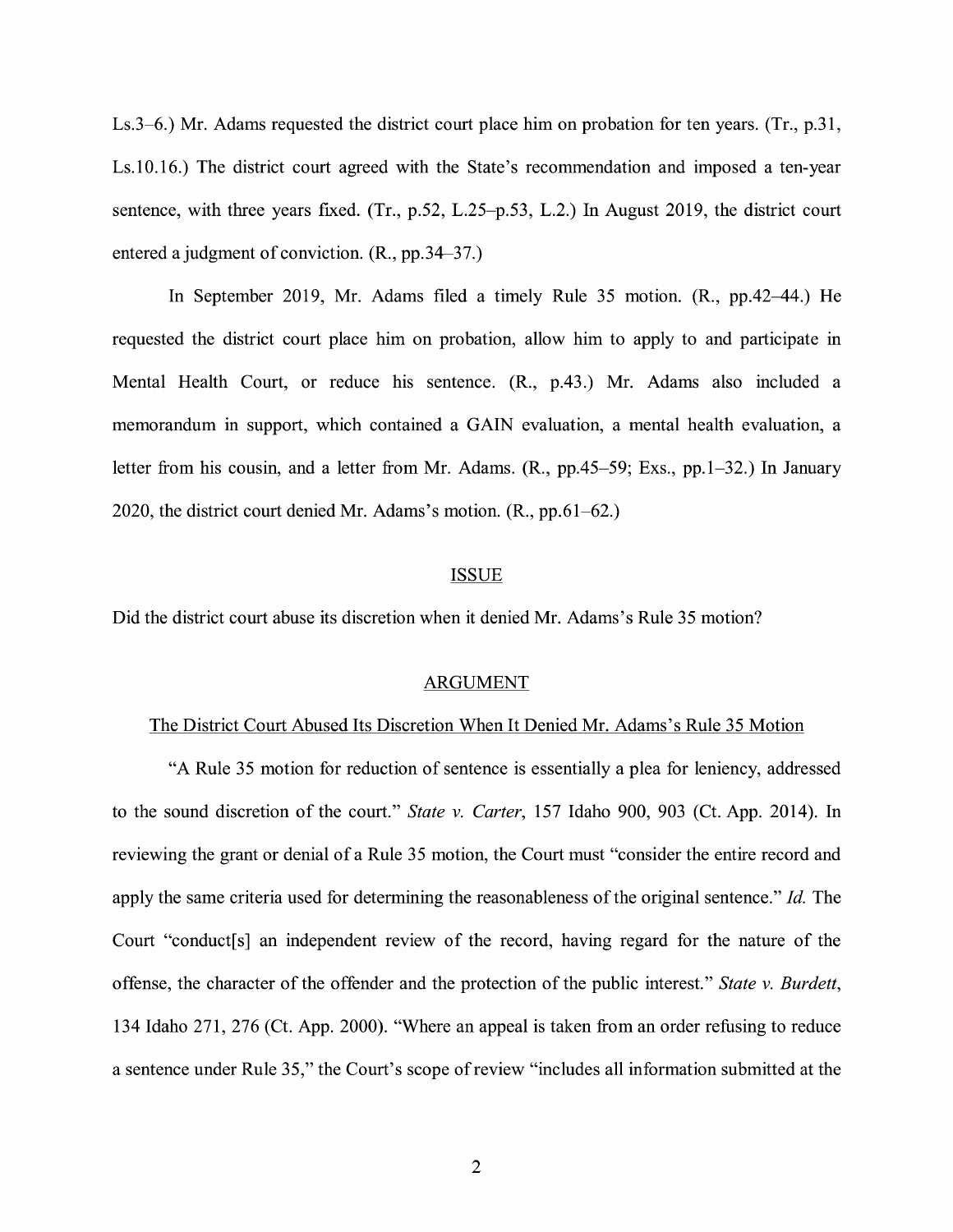Ls.3–6.) Mr. Adams requested the district court place him on probation for ten years. (Tr., p.31, Ls.10.16.) The district court agreed with the State's recommendation and imposed a ten-year sentence, with three years fixed. (Tr., p.52, L.25–p.53, L.2.) In August 2019, the district court entered a judgment of conviction. (R., pp.34–37.)

In September 2019, Mr. Adams filed a timely Rule 35 motion. (R., pp.42–44.) He requested the district court place him on probation, allow him to apply to and participate in Mental Health Court, or reduce his sentence. (R., p.43.) Mr. Adams also included a memorandum in support, which contained a GAIN evaluation, a mental health evaluation, a letter from his cousin, and a letter from Mr. Adams. (R., pp.45–59; Exs., pp.1–32.) In January 2020, the district court denied Mr. Adams's motion. (R., pp.61–62.)

## ISSUE

Did the district court abuse its discretion when it denied Mr. Adams's Rule 35 motion?

## ARGUMENT

### The District Court Abused Its Discretion When It Denied Mr. Adams's Rule 35 Motion

"A Rule 35 motion for reduction of sentence is essentially a plea for leniency, addressed to the sound discretion of the court." *State v. Carter*, 157 Idaho 900, 903 (Ct. App. 2014). In reviewing the grant or denial of a Rule 35 motion, the Court must "consider the entire record and apply the same criteria used for determining the reasonableness of the original sentence." *Id.* The Court "conduct[s] an independent review of the record, having regard for the nature of the offense, the character of the offender and the protection of the public interest." *State v. Burdett*, 134 Idaho 271, 276 (Ct. App. 2000). "Where an appeal is taken from an order refusing to reduce a sentence under Rule 35," the Court's scope of review "includes all information submitted at the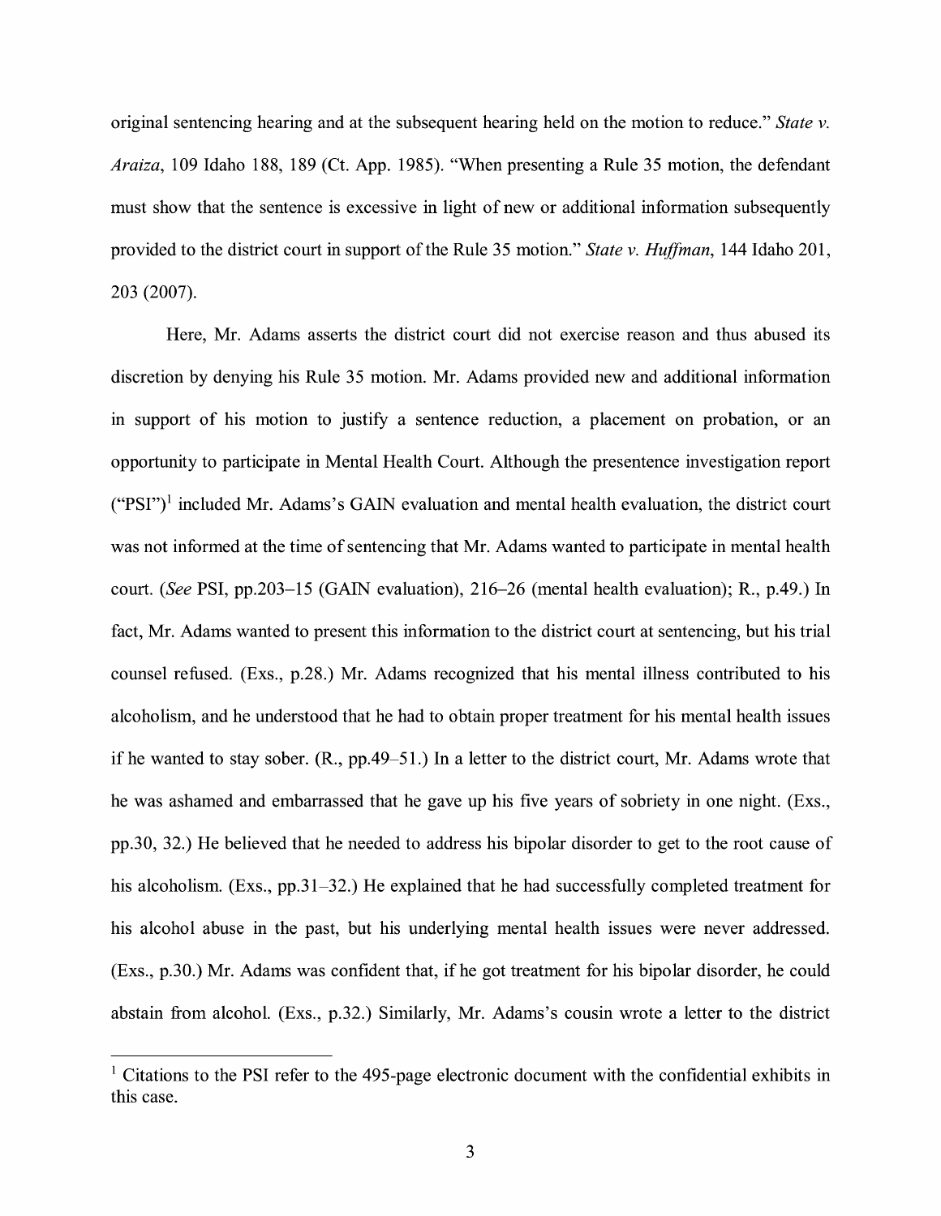original sentencing hearing and at the subsequent hearing held on the motion to reduce." *State v. Araiza*, 109 Idaho 188, 189 (Ct. App. 1985). "When presenting a Rule 35 motion, the defendant must show that the sentence is excessive in light of new or additional information subsequently provided to the district court in support of the Rule 35 motion." *State v. Huffman*, 144 Idaho 201, 203 (2007).

Here, Mr. Adams asserts the district court did not exercise reason and thus abused its discretion by denying his Rule 35 motion. Mr. Adams provided new and additional information in support of his motion to justify a sentence reduction, a placement on probation, or an opportunity to participate in Mental Health Court. Although the presentence investigation report ("PSI")[1] included Mr. Adams's GAIN evaluation and mental health evaluation, the district court was not informed at the time of sentencing that Mr. Adams wanted to participate in mental health court. (*See* PSI, pp.203–15 (GAIN evaluation), 216–26 (mental health evaluation); R., p.49.) In fact, Mr. Adams wanted to present this information to the district court at sentencing, but his trial counsel refused. (Exs., p.28.) Mr. Adams recognized that his mental illness contributed to his alcoholism, and he understood that he had to obtain proper treatment for his mental health issues if he wanted to stay sober. (R., pp.49–51.) In a letter to the district court, Mr. Adams wrote that he was ashamed and embarrassed that he gave up his five years of sobriety in one night. (Exs., pp.30, 32.) He believed that he needed to address his bipolar disorder to get to the root cause of his alcoholism. (Exs., pp.31–32.) He explained that he had successfully completed treatment for his alcohol abuse in the past, but his underlying mental health issues were never addressed. (Exs., p.30.) Mr. Adams was confident that, if he got treatment for his bipolar disorder, he could abstain from alcohol. (Exs., p.32.) Similarly, Mr. Adams's cousin wrote a letter to the district

---

[1] Citations to the PSI refer to the 495-page electronic document with the confidential exhibits in this case.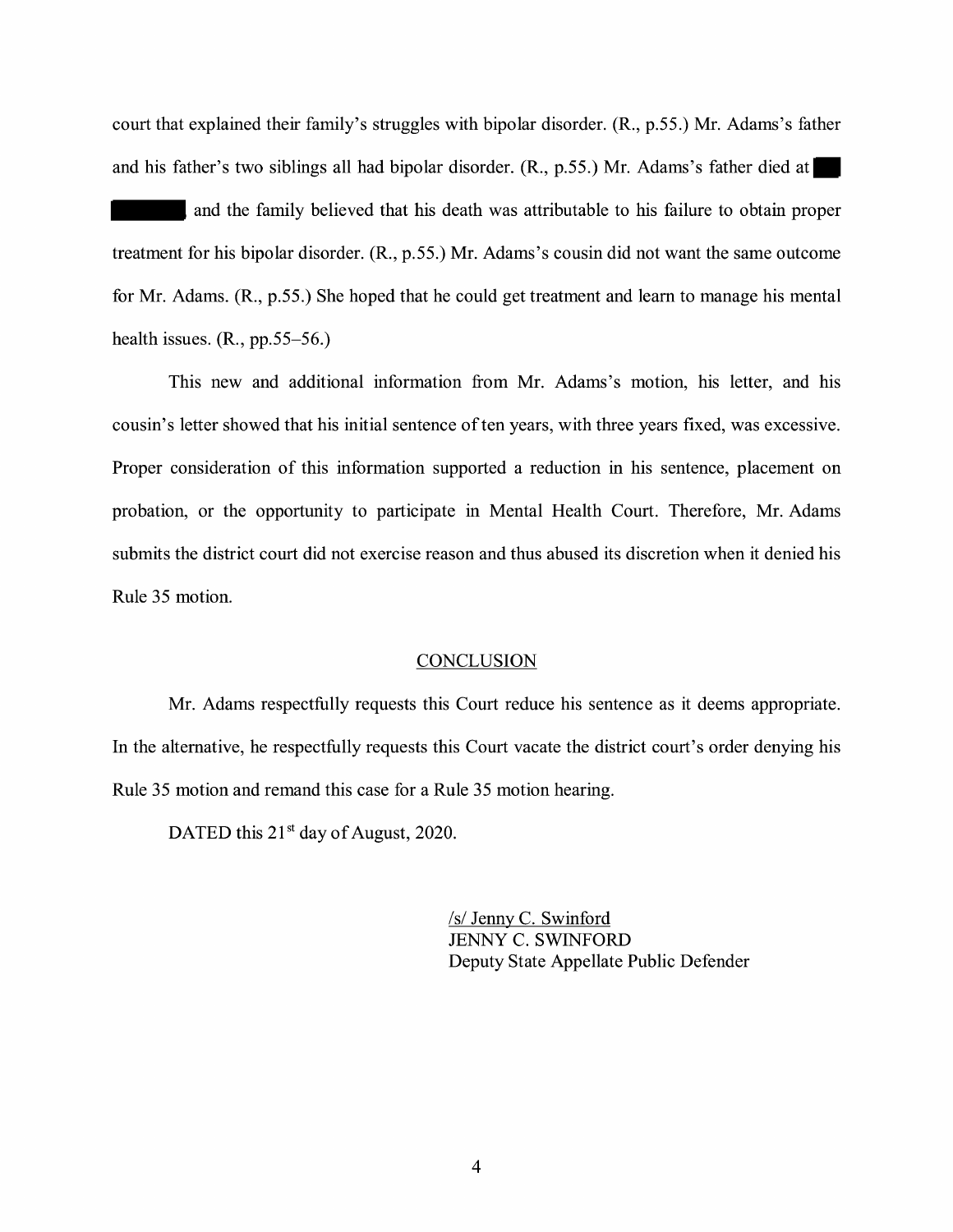court that explained their family's struggles with bipolar disorder. (R., p.55.) Mr. Adams's father and his father's two siblings all had bipolar disorder. (R., p.55.) Mr. Adams's father died at ██ ██████ and the family believed that his death was attributable to his failure to obtain proper treatment for his bipolar disorder. (R., p.55.) Mr. Adams's cousin did not want the same outcome for Mr. Adams. (R., p.55.) She hoped that he could get treatment and learn to manage his mental health issues. (R., pp.55–56.)

This new and additional information from Mr. Adams's motion, his letter, and his cousin's letter showed that his initial sentence of ten years, with three years fixed, was excessive. Proper consideration of this information supported a reduction in his sentence, placement on probation, or the opportunity to participate in Mental Health Court. Therefore, Mr. Adams submits the district court did not exercise reason and thus abused its discretion when it denied his Rule 35 motion.

## CONCLUSION

Mr. Adams respectfully requests this Court reduce his sentence as it deems appropriate. In the alternative, he respectfully requests this Court vacate the district court's order denying his Rule 35 motion and remand this case for a Rule 35 motion hearing.

DATED this 21st day of August, 2020.

/s/ Jenny C. Swinford
JENNY C. SWINFORD
Deputy State Appellate Public Defender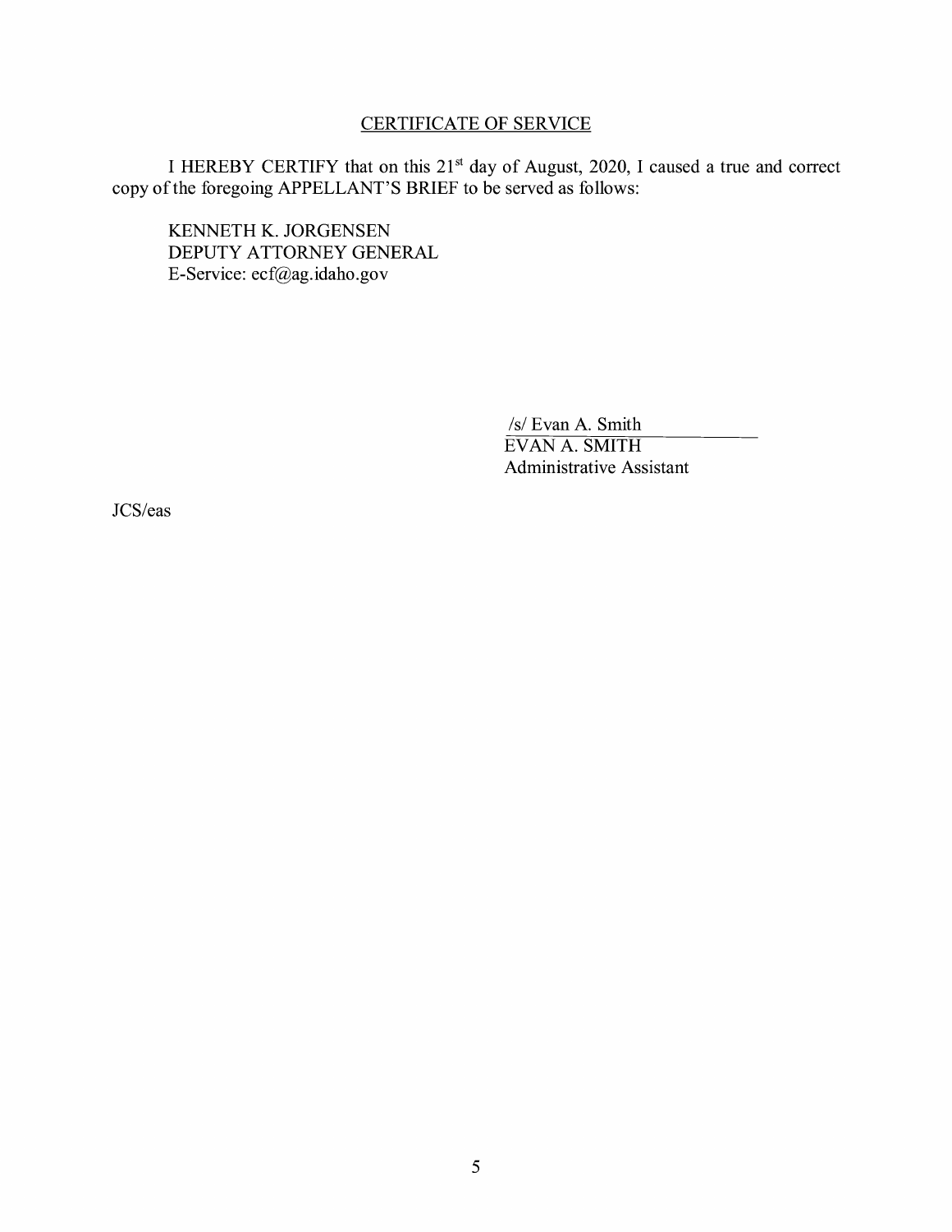## CERTIFICATE OF SERVICE

I HEREBY CERTIFY that on this 21st day of August, 2020, I caused a true and correct copy of the foregoing APPELLANT'S BRIEF to be served as follows:

KENNETH K. JORGENSEN
DEPUTY ATTORNEY GENERAL
E-Service: ecf@ag.idaho.gov

/s/ Evan A. Smith
EVAN A. SMITH
Administrative Assistant

JCS/eas